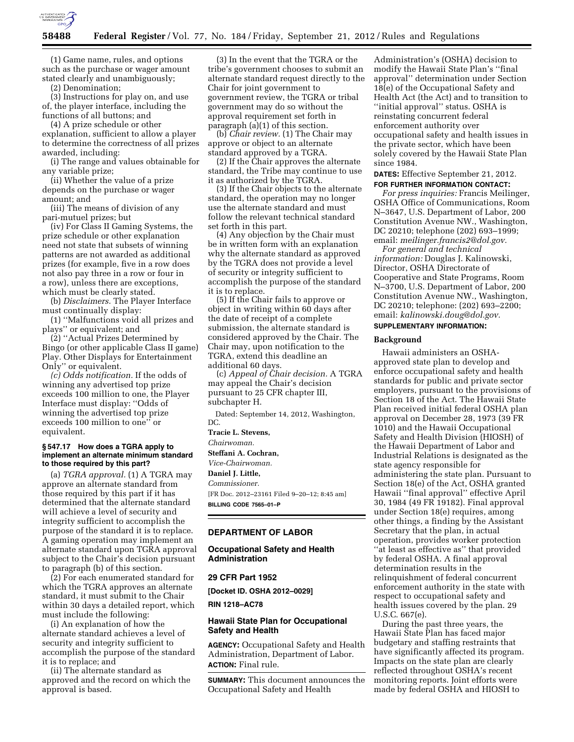(1) Game name, rules, and options such as the purchase or wager amount stated clearly and unambiguously;

(2) Denomination;

(3) Instructions for play on, and use of, the player interface, including the functions of all buttons; and

(4) A prize schedule or other explanation, sufficient to allow a player to determine the correctness of all prizes awarded, including:

(i) The range and values obtainable for any variable prize;

(ii) Whether the value of a prize depends on the purchase or wager amount; and

(iii) The means of division of any pari-mutuel prizes; but

(iv) For Class II Gaming Systems, the prize schedule or other explanation need not state that subsets of winning patterns are not awarded as additional prizes (for example, five in a row does not also pay three in a row or four in a row), unless there are exceptions, which must be clearly stated.

(b) *Disclaimers.* The Player Interface must continually display:

(1) ''Malfunctions void all prizes and plays'' or equivalent; and

(2) ''Actual Prizes Determined by Bingo (or other applicable Class II game) Play. Other Displays for Entertainment Only'' or equivalent.

*(c) Odds notification.* If the odds of winning any advertised top prize exceeds 100 million to one, the Player Interface must display: ''Odds of winning the advertised top prize exceeds 100 million to one'' or equivalent.

#### § 547.17 How does a TGRA apply to implement an alternate minimum standard to those required by this part?

(a) *TGRA approval.* (1) A TGRA may approve an alternate standard from those required by this part if it has determined that the alternate standard will achieve a level of security and integrity sufficient to accomplish the purpose of the standard it is to replace. A gaming operation may implement an alternate standard upon TGRA approval subject to the Chair's decision pursuant to paragraph (b) of this section.

(2) For each enumerated standard for which the TGRA approves an alternate standard, it must submit to the Chair within 30 days a detailed report, which must include the following:

(i) An explanation of how the alternate standard achieves a level of security and integrity sufficient to accomplish the purpose of the standard it is to replace; and

(ii) The alternate standard as approved and the record on which the approval is based.

(3) In the event that the TGRA or the tribe's government chooses to submit an alternate standard request directly to the Chair for joint government to government review, the TGRA or tribal government may do so without the approval requirement set forth in paragraph (a)(1) of this section.

(b) *Chair review.* (1) The Chair may approve or object to an alternate standard approved by a TGRA.

(2) If the Chair approves the alternate standard, the Tribe may continue to use it as authorized by the TGRA.

(3) If the Chair objects to the alternate standard, the operation may no longer use the alternate standard and must follow the relevant technical standard set forth in this part.

(4) Any objection by the Chair must be in written form with an explanation why the alternate standard as approved by the TGRA does not provide a level of security or integrity sufficient to accomplish the purpose of the standard it is to replace.

(5) If the Chair fails to approve or object in writing within 60 days after the date of receipt of a complete submission, the alternate standard is considered approved by the Chair. The Chair may, upon notification to the TGRA, extend this deadline an additional 60 days.

(c) *Appeal of Chair decision.* A TGRA may appeal the Chair's decision pursuant to 25 CFR chapter III, subchapter H.

Dated: September 14, 2012, Washington, DC.

**Tracie L. Stevens,**

*Chairwoman.*

**Steffani A. Cochran,**

*Vice-Chairwoman.*

**Daniel J. Little,**

*Commissioner.*

[FR Doc. 2012–23161 Filed 9–20–12; 8:45 am]

**BILLING CODE 7565–01–P**

---

## DEPARTMENT OF LABOR

### Occupational Safety and Health Administration

### 29 CFR Part 1952

**[Docket ID. OSHA 2012–0029]**

**RIN 1218–AC78**

### Hawaii State Plan for Occupational Safety and Health

**AGENCY:** Occupational Safety and Health Administration, Department of Labor.

**ACTION:** Final rule.

**SUMMARY:** This document announces the Occupational Safety and Health Administration's (OSHA) decision to modify the Hawaii State Plan's ''final approval'' determination under Section 18(e) of the Occupational Safety and Health Act (the Act) and to transition to ''initial approval'' status. OSHA is reinstating concurrent federal enforcement authority over occupational safety and health issues in the private sector, which have been solely covered by the Hawaii State Plan since 1984.

**DATES:** Effective September 21, 2012.

**FOR FURTHER INFORMATION CONTACT:**

*For press inquiries:* Francis Meilinger, OSHA Office of Communications, Room N–3647, U.S. Department of Labor, 200 Constitution Avenue NW., Washington, DC 20210; telephone (202) 693–1999; email: *meilinger.francis2@dol.gov.*

*For general and technical information:* Douglas J. Kalinowski, Director, OSHA Directorate of Cooperative and State Programs, Room N–3700, U.S. Department of Labor, 200 Constitution Avenue NW., Washington, DC 20210; telephone: (202) 693–2200; email: *kalinowski.doug@dol.gov.*

**SUPPLEMENTARY INFORMATION:**

#### Background

Hawaii administers an OSHA-approved state plan to develop and enforce occupational safety and health standards for public and private sector employers, pursuant to the provisions of Section 18 of the Act. The Hawaii State Plan received initial federal OSHA plan approval on December 28, 1973 (39 FR 1010) and the Hawaii Occupational Safety and Health Division (HIOSH) of the Hawaii Department of Labor and Industrial Relations is designated as the state agency responsible for administering the state plan. Pursuant to Section 18(e) of the Act, OSHA granted Hawaii ''final approval'' effective April 30, 1984 (49 FR 19182). Final approval under Section 18(e) requires, among other things, a finding by the Assistant Secretary that the plan, in actual operation, provides worker protection ''at least as effective as'' that provided by federal OSHA. A final approval determination results in the relinquishment of federal concurrent enforcement authority in the state with respect to occupational safety and health issues covered by the plan. 29 U.S.C. 667(e).

During the past three years, the Hawaii State Plan has faced major budgetary and staffing restraints that have significantly affected its program. Impacts on the state plan are clearly reflected throughout OSHA's recent monitoring reports. Joint efforts were made by federal OSHA and HIOSH to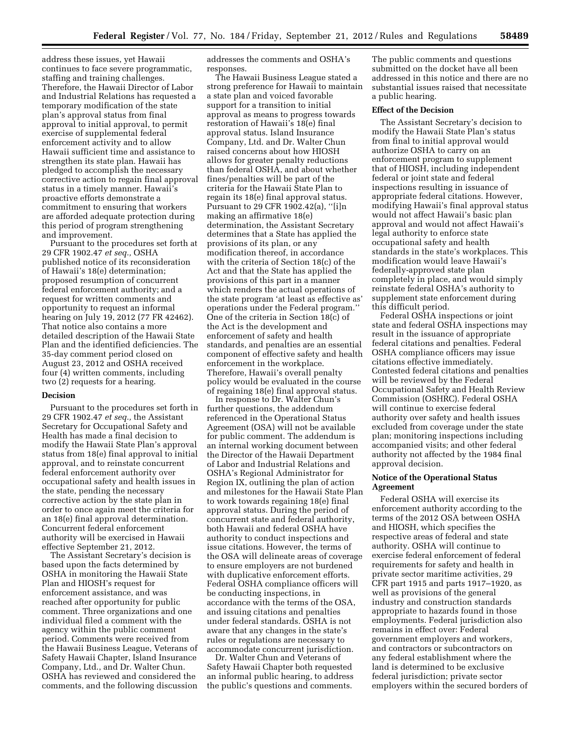address these issues, yet Hawaii continues to face severe programmatic, staffing and training challenges. Therefore, the Hawaii Director of Labor and Industrial Relations has requested a temporary modification of the state plan's approval status from final approval to initial approval, to permit exercise of supplemental federal enforcement activity and to allow Hawaii sufficient time and assistance to strengthen its state plan. Hawaii has pledged to accomplish the necessary corrective action to regain final approval status in a timely manner. Hawaii's proactive efforts demonstrate a commitment to ensuring that workers are afforded adequate protection during this period of program strengthening and improvement.

Pursuant to the procedures set forth at 29 CFR 1902.47 *et seq.,* OSHA published notice of its reconsideration of Hawaii's 18(e) determination; proposed resumption of concurrent federal enforcement authority; and a request for written comments and opportunity to request an informal hearing on July 19, 2012 (77 FR 42462). That notice also contains a more detailed description of the Hawaii State Plan and the identified deficiencies. The 35-day comment period closed on August 23, 2012 and OSHA received four (4) written comments, including two (2) requests for a hearing.

## Decision

Pursuant to the procedures set forth in 29 CFR 1902.47 *et seq.,* the Assistant Secretary for Occupational Safety and Health has made a final decision to modify the Hawaii State Plan's approval status from 18(e) final approval to initial approval, and to reinstate concurrent federal enforcement authority over occupational safety and health issues in the state, pending the necessary corrective action by the state plan in order to once again meet the criteria for an 18(e) final approval determination. Concurrent federal enforcement authority will be exercised in Hawaii effective September 21, 2012.

The Assistant Secretary's decision is based upon the facts determined by OSHA in monitoring the Hawaii State Plan and HIOSH's request for enforcement assistance, and was reached after opportunity for public comment. Three organizations and one individual filed a comment with the agency within the public comment period. Comments were received from the Hawaii Business League, Veterans of Safety Hawaii Chapter, Island Insurance Company, Ltd., and Dr. Walter Chun. OSHA has reviewed and considered the comments, and the following discussion addresses the comments and OSHA's responses.

The Hawaii Business League stated a strong preference for Hawaii to maintain a state plan and voiced favorable support for a transition to initial approval as means to progress towards restoration of Hawaii's 18(e) final approval status. Island Insurance Company, Ltd. and Dr. Walter Chun raised concerns about how HIOSH allows for greater penalty reductions than federal OSHA, and about whether fines/penalties will be part of the criteria for the Hawaii State Plan to regain its 18(e) final approval status. Pursuant to 29 CFR 1902.42(a), ''[i]n making an affirmative 18(e) determination, the Assistant Secretary determines that a State has applied the provisions of its plan, or any modification thereof, in accordance with the criteria of Section 18(c) of the Act and that the State has applied the provisions of this part in a manner which renders the actual operations of the state program 'at least as effective as' operations under the Federal program.'' One of the criteria in Section 18(c) of the Act is the development and enforcement of safety and health standards, and penalties are an essential component of effective safety and health enforcement in the workplace. Therefore, Hawaii's overall penalty policy would be evaluated in the course of regaining 18(e) final approval status.

In response to Dr. Walter Chun's further questions, the addendum referenced in the Operational Status Agreement (OSA) will not be available for public comment. The addendum is an internal working document between the Director of the Hawaii Department of Labor and Industrial Relations and OSHA's Regional Administrator for Region IX, outlining the plan of action and milestones for the Hawaii State Plan to work towards regaining 18(e) final approval status. During the period of concurrent state and federal authority, both Hawaii and federal OSHA have authority to conduct inspections and issue citations. However, the terms of the OSA will delineate areas of coverage to ensure employers are not burdened with duplicative enforcement efforts. Federal OSHA compliance officers will be conducting inspections, in accordance with the terms of the OSA, and issuing citations and penalties under federal standards. OSHA is not aware that any changes in the state's rules or regulations are necessary to accommodate concurrent jurisdiction.

Dr. Walter Chun and Veterans of Safety Hawaii Chapter both requested an informal public hearing, to address the public's questions and comments. The public comments and questions submitted on the docket have all been addressed in this notice and there are no substantial issues raised that necessitate a public hearing.

## Effect of the Decision

The Assistant Secretary's decision to modify the Hawaii State Plan's status from final to initial approval would authorize OSHA to carry on an enforcement program to supplement that of HIOSH, including independent federal or joint state and federal inspections resulting in issuance of appropriate federal citations. However, modifying Hawaii's final approval status would not affect Hawaii's basic plan approval and would not affect Hawaii's legal authority to enforce state occupational safety and health standards in the state's workplaces. This modification would leave Hawaii's federally-approved state plan completely in place, and would simply reinstate federal OSHA's authority to supplement state enforcement during this difficult period.

Federal OSHA inspections or joint state and federal OSHA inspections may result in the issuance of appropriate federal citations and penalties. Federal OSHA compliance officers may issue citations effective immediately. Contested federal citations and penalties will be reviewed by the Federal Occupational Safety and Health Review Commission (OSHRC). Federal OSHA will continue to exercise federal authority over safety and health issues excluded from coverage under the state plan; monitoring inspections including accompanied visits; and other federal authority not affected by the 1984 final approval decision.

## Notice of the Operational Status Agreement

Federal OSHA will exercise its enforcement authority according to the terms of the 2012 OSA between OSHA and HIOSH, which specifies the respective areas of federal and state authority. OSHA will continue to exercise federal enforcement of federal requirements for safety and health in private sector maritime activities, 29 CFR part 1915 and parts 1917–1920, as well as provisions of the general industry and construction standards appropriate to hazards found in those employments. Federal jurisdiction also remains in effect over: Federal government employers and workers, and contractors or subcontractors on any federal establishment where the land is determined to be exclusive federal jurisdiction; private sector employers within the secured borders of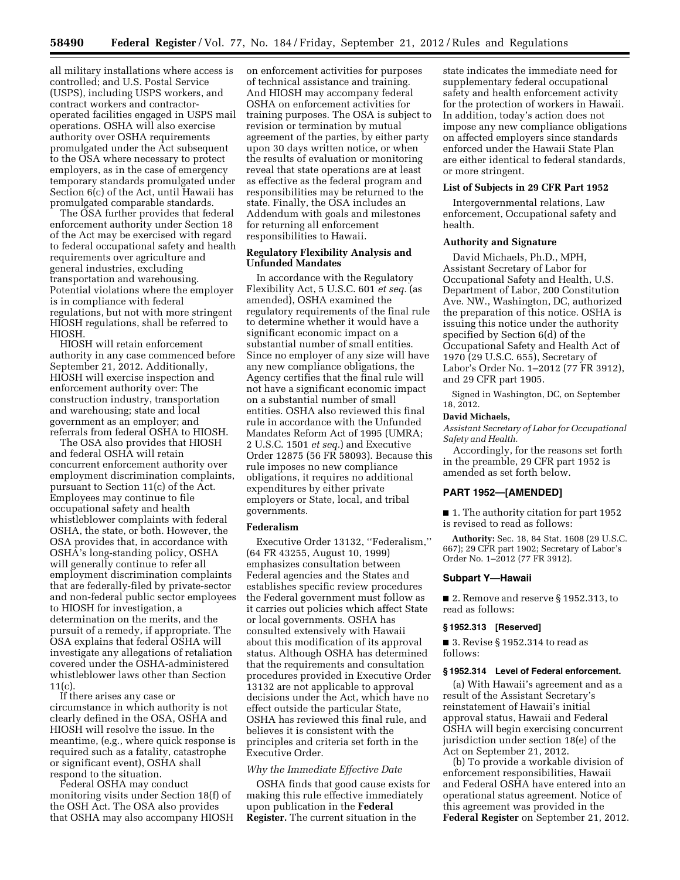all military installations where access is controlled; and U.S. Postal Service (USPS), including USPS workers, and contract workers and contractor-operated facilities engaged in USPS mail operations. OSHA will also exercise authority over OSHA requirements promulgated under the Act subsequent to the OSA where necessary to protect employers, as in the case of emergency temporary standards promulgated under Section 6(c) of the Act, until Hawaii has promulgated comparable standards.

The OSA further provides that federal enforcement authority under Section 18 of the Act may be exercised with regard to federal occupational safety and health requirements over agriculture and general industries, excluding transportation and warehousing. Potential violations where the employer is in compliance with federal regulations, but not with more stringent HIOSH regulations, shall be referred to HIOSH.

HIOSH will retain enforcement authority in any case commenced before September 21, 2012. Additionally, HIOSH will exercise inspection and enforcement authority over: The construction industry, transportation and warehousing; state and local government as an employer; and referrals from federal OSHA to HIOSH.

The OSA also provides that HIOSH and federal OSHA will retain concurrent enforcement authority over employment discrimination complaints, pursuant to Section 11(c) of the Act. Employees may continue to file occupational safety and health whistleblower complaints with federal OSHA, the state, or both. However, the OSA provides that, in accordance with OSHA's long-standing policy, OSHA will generally continue to refer all employment discrimination complaints that are federally-filed by private-sector and non-federal public sector employees to HIOSH for investigation, a determination on the merits, and the pursuit of a remedy, if appropriate. The OSA explains that federal OSHA will investigate any allegations of retaliation covered under the OSHA-administered whistleblower laws other than Section 11(c).

If there arises any case or circumstance in which authority is not clearly defined in the OSA, OSHA and HIOSH will resolve the issue. In the meantime, (e.g., where quick response is required such as a fatality, catastrophe or significant event), OSHA shall respond to the situation.

Federal OSHA may conduct monitoring visits under Section 18(f) of the OSH Act. The OSA also provides that OSHA may also accompany HIOSH on enforcement activities for purposes of technical assistance and training. And HIOSH may accompany federal OSHA on enforcement activities for training purposes. The OSA is subject to revision or termination by mutual agreement of the parties, by either party upon 30 days written notice, or when the results of evaluation or monitoring reveal that state operations are at least as effective as the federal program and responsibilities may be returned to the state. Finally, the OSA includes an Addendum with goals and milestones for returning all enforcement responsibilities to Hawaii.

### Regulatory Flexibility Analysis and Unfunded Mandates

In accordance with the Regulatory Flexibility Act, 5 U.S.C. 601 *et seq.* (as amended), OSHA examined the regulatory requirements of the final rule to determine whether it would have a significant economic impact on a substantial number of small entities. Since no employer of any size will have any new compliance obligations, the Agency certifies that the final rule will not have a significant economic impact on a substantial number of small entities. OSHA also reviewed this final rule in accordance with the Unfunded Mandates Reform Act of 1995 (UMRA; 2 U.S.C. 1501 *et seq.*) and Executive Order 12875 (56 FR 58093). Because this rule imposes no new compliance obligations, it requires no additional expenditures by either private employers or State, local, and tribal governments.

### Federalism

Executive Order 13132, ''Federalism,'' (64 FR 43255, August 10, 1999) emphasizes consultation between Federal agencies and the States and establishes specific review procedures the Federal government must follow as it carries out policies which affect State or local governments. OSHA has consulted extensively with Hawaii about this modification of its approval status. Although OSHA has determined that the requirements and consultation procedures provided in Executive Order 13132 are not applicable to approval decisions under the Act, which have no effect outside the particular State, OSHA has reviewed this final rule, and believes it is consistent with the principles and criteria set forth in the Executive Order.

#### *Why the Immediate Effective Date*

OSHA finds that good cause exists for making this rule effective immediately upon publication in the **Federal Register.** The current situation in the state indicates the immediate need for supplementary federal occupational safety and health enforcement activity for the protection of workers in Hawaii. In addition, today's action does not impose any new compliance obligations on affected employers since standards enforced under the Hawaii State Plan are either identical to federal standards, or more stringent.

### List of Subjects in 29 CFR Part 1952

Intergovernmental relations, Law enforcement, Occupational safety and health.

### Authority and Signature

David Michaels, Ph.D., MPH, Assistant Secretary of Labor for Occupational Safety and Health, U.S. Department of Labor, 200 Constitution Ave. NW., Washington, DC, authorized the preparation of this notice. OSHA is issuing this notice under the authority specified by Section 6(d) of the Occupational Safety and Health Act of 1970 (29 U.S.C. 655), Secretary of Labor's Order No. 1–2012 (77 FR 3912), and 29 CFR part 1905.

Signed in Washington, DC, on September 18, 2012.

**David Michaels,**

*Assistant Secretary of Labor for Occupational Safety and Health.*

Accordingly, for the reasons set forth in the preamble, 29 CFR part 1952 is amended as set forth below.

## PART 1952—[AMENDED]

■ 1. The authority citation for part 1952 is revised to read as follows:

**Authority:** Sec. 18, 84 Stat. 1608 (29 U.S.C. 667); 29 CFR part 1902; Secretary of Labor's Order No. 1–2012 (77 FR 3912).

### Subpart Y—Hawaii

■ 2. Remove and reserve § 1952.313, to read as follows:

#### § 1952.313 [Reserved]

■ 3. Revise § 1952.314 to read as follows:

#### § 1952.314 Level of Federal enforcement.

(a) With Hawaii's agreement and as a result of the Assistant Secretary's reinstatement of Hawaii's initial approval status, Hawaii and Federal OSHA will begin exercising concurrent jurisdiction under section 18(e) of the Act on September 21, 2012.

(b) To provide a workable division of enforcement responsibilities, Hawaii and Federal OSHA have entered into an operational status agreement. Notice of this agreement was provided in the **Federal Register** on September 21, 2012.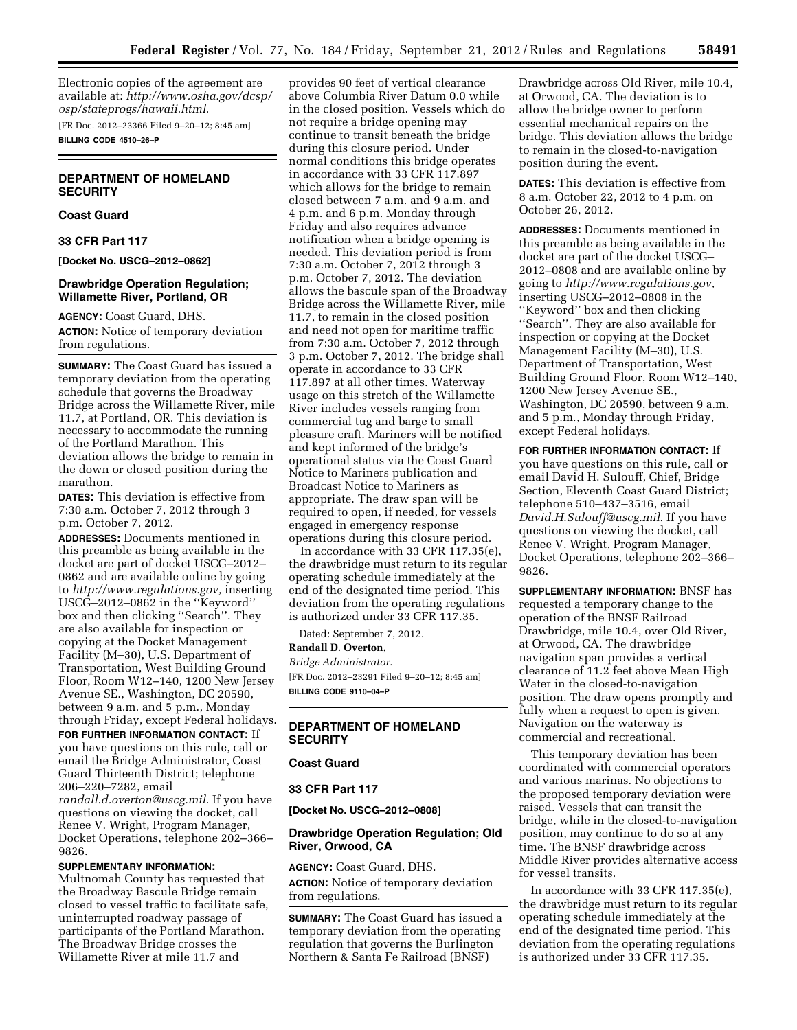Electronic copies of the agreement are available at: *http://www.osha.gov/dcsp/osp/stateprogs/hawaii.html*.

[FR Doc. 2012–23366 Filed 9–20–12; 8:45 am]

**BILLING CODE 4510–26–P**

## DEPARTMENT OF HOMELAND SECURITY

### Coast Guard

### 33 CFR Part 117

**[Docket No. USCG–2012–0862]**

### Drawbridge Operation Regulation; Willamette River, Portland, OR

**AGENCY:** Coast Guard, DHS.

**ACTION:** Notice of temporary deviation from regulations.

**SUMMARY:** The Coast Guard has issued a temporary deviation from the operating schedule that governs the Broadway Bridge across the Willamette River, mile 11.7, at Portland, OR. This deviation is necessary to accommodate the running of the Portland Marathon. This deviation allows the bridge to remain in the down or closed position during the marathon.

**DATES:** This deviation is effective from 7:30 a.m. October 7, 2012 through 3 p.m. October 7, 2012.

**ADDRESSES:** Documents mentioned in this preamble as being available in the docket are part of docket USCG–2012–0862 and are available online by going to *http://www.regulations.gov,* inserting USCG–2012–0862 in the ''Keyword'' box and then clicking ''Search''. They are also available for inspection or copying at the Docket Management Facility (M–30), U.S. Department of Transportation, West Building Ground Floor, Room W12–140, 1200 New Jersey Avenue SE., Washington, DC 20590, between 9 a.m. and 5 p.m., Monday through Friday, except Federal holidays.

**FOR FURTHER INFORMATION CONTACT:** If you have questions on this rule, call or email the Bridge Administrator, Coast Guard Thirteenth District; telephone 206–220–7282, email *randall.d.overton@uscg.mil.* If you have questions on viewing the docket, call Renee V. Wright, Program Manager, Docket Operations, telephone 202–366–9826.

**SUPPLEMENTARY INFORMATION:** Multnomah County has requested that the Broadway Bascule Bridge remain closed to vessel traffic to facilitate safe, uninterrupted roadway passage of participants of the Portland Marathon. The Broadway Bridge crosses the Willamette River at mile 11.7 and provides 90 feet of vertical clearance above Columbia River Datum 0.0 while in the closed position. Vessels which do not require a bridge opening may continue to transit beneath the bridge during this closure period. Under normal conditions this bridge operates in accordance with 33 CFR 117.897 which allows for the bridge to remain closed between 7 a.m. and 9 a.m. and 4 p.m. and 6 p.m. Monday through Friday and also requires advance notification when a bridge opening is needed. This deviation period is from 7:30 a.m. October 7, 2012 through 3 p.m. October 7, 2012. The deviation allows the bascule span of the Broadway Bridge across the Willamette River, mile 11.7, to remain in the closed position and need not open for maritime traffic from 7:30 a.m. October 7, 2012 through 3 p.m. October 7, 2012. The bridge shall operate in accordance to 33 CFR 117.897 at all other times. Waterway usage on this stretch of the Willamette River includes vessels ranging from commercial tug and barge to small pleasure craft. Mariners will be notified and kept informed of the bridge's operational status via the Coast Guard Notice to Mariners publication and Broadcast Notice to Mariners as appropriate. The draw span will be required to open, if needed, for vessels engaged in emergency response operations during this closure period.

In accordance with 33 CFR 117.35(e), the drawbridge must return to its regular operating schedule immediately at the end of the designated time period. This deviation from the operating regulations is authorized under 33 CFR 117.35.

Dated: September 7, 2012.

**Randall D. Overton,**

*Bridge Administrator.*

[FR Doc. 2012–23291 Filed 9–20–12; 8:45 am]

**BILLING CODE 9110–04–P**

## DEPARTMENT OF HOMELAND SECURITY

### Coast Guard

### 33 CFR Part 117

**[Docket No. USCG–2012–0808]**

### Drawbridge Operation Regulation; Old River, Orwood, CA

**AGENCY:** Coast Guard, DHS.

**ACTION:** Notice of temporary deviation from regulations.

**SUMMARY:** The Coast Guard has issued a temporary deviation from the operating regulation that governs the Burlington Northern & Santa Fe Railroad (BNSF) Drawbridge across Old River, mile 10.4, at Orwood, CA. The deviation is to allow the bridge owner to perform essential mechanical repairs on the bridge. This deviation allows the bridge to remain in the closed-to-navigation position during the event.

**DATES:** This deviation is effective from 8 a.m. October 22, 2012 to 4 p.m. on October 26, 2012.

**ADDRESSES:** Documents mentioned in this preamble as being available in the docket are part of the docket USCG–2012–0808 and are available online by going to *http://www.regulations.gov,* inserting USCG–2012–0808 in the ''Keyword'' box and then clicking ''Search''. They are also available for inspection or copying at the Docket Management Facility (M–30), U.S. Department of Transportation, West Building Ground Floor, Room W12–140, 1200 New Jersey Avenue SE., Washington, DC 20590, between 9 a.m. and 5 p.m., Monday through Friday, except Federal holidays.

**FOR FURTHER INFORMATION CONTACT:** If you have questions on this rule, call or email David H. Sulouff, Chief, Bridge Section, Eleventh Coast Guard District; telephone 510–437–3516, email *David.H.Sulouff@uscg.mil*. If you have questions on viewing the docket, call Renee V. Wright, Program Manager, Docket Operations, telephone 202–366–9826.

**SUPPLEMENTARY INFORMATION:** BNSF has requested a temporary change to the operation of the BNSF Railroad Drawbridge, mile 10.4, over Old River, at Orwood, CA. The drawbridge navigation span provides a vertical clearance of 11.2 feet above Mean High Water in the closed-to-navigation position. The draw opens promptly and fully when a request to open is given. Navigation on the waterway is commercial and recreational.

This temporary deviation has been coordinated with commercial operators and various marinas. No objections to the proposed temporary deviation were raised. Vessels that can transit the bridge, while in the closed-to-navigation position, may continue to do so at any time. The BNSF drawbridge across Middle River provides alternative access for vessel transits.

In accordance with 33 CFR 117.35(e), the drawbridge must return to its regular operating schedule immediately at the end of the designated time period. This deviation from the operating regulations is authorized under 33 CFR 117.35.